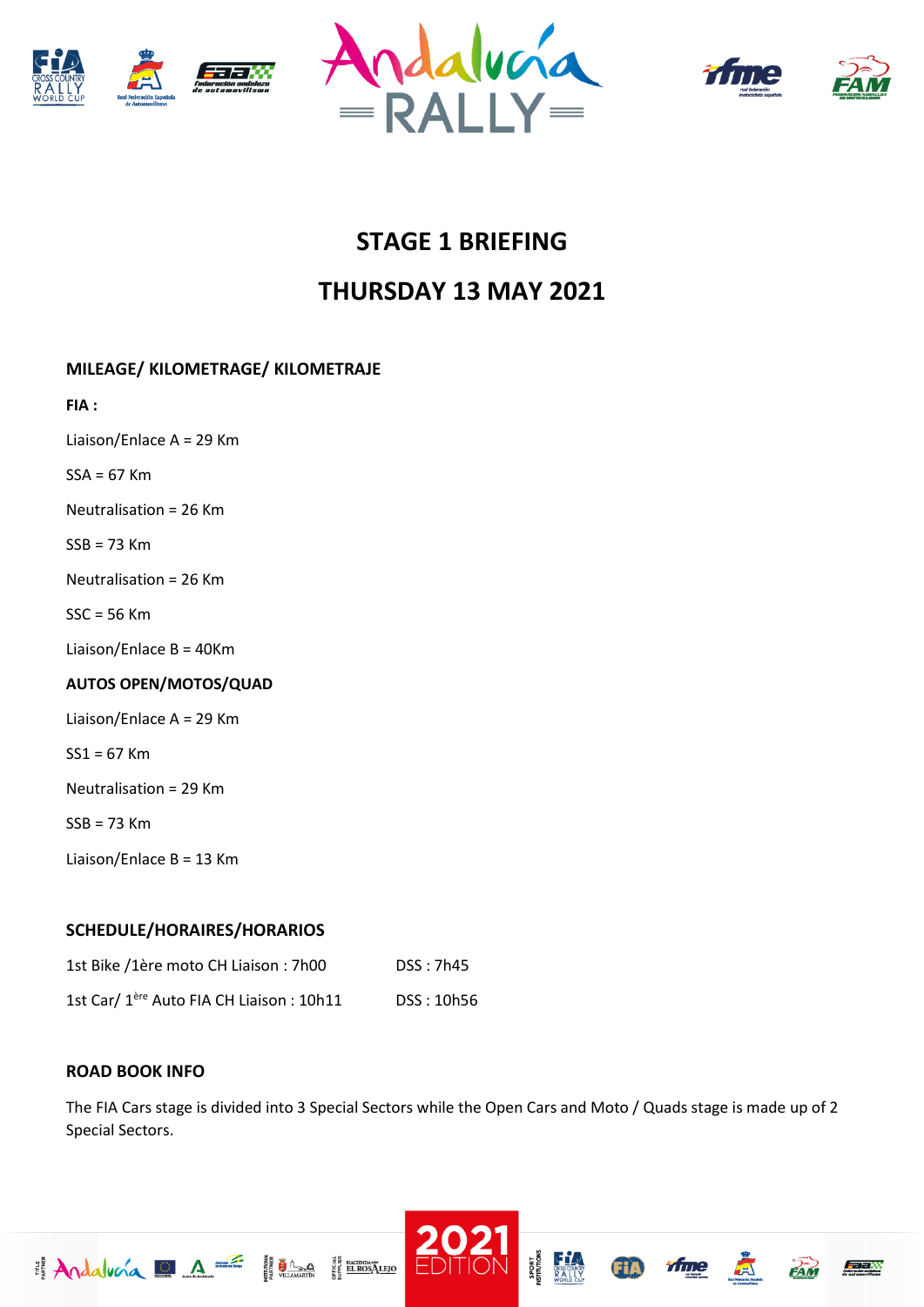# STAGE 1 BRIEFING

# THURSDAY 13 MAY 2021

## MILEAGE/ KILOMETRAGE/ KILOMETRAJE

**FIA :**

Liaison/Enlace A = 29 Km

SSA = 67 Km

Neutralisation = 26 Km

SSB = 73 Km

Neutralisation = 26 Km

SSC = 56 Km

Liaison/Enlace B = 40Km

**AUTOS OPEN/MOTOS/QUAD**

Liaison/Enlace A = 29 Km

SS1 = 67 Km

Neutralisation = 29 Km

SSB = 73 Km

Liaison/Enlace B = 13 Km

## SCHEDULE/HORAIRES/HORARIOS

| | |
|---|---|
| 1st Bike /1ère moto CH Liaison : 7h00 | DSS : 7h45 |
| 1st Car/ 1ère Auto FIA CH Liaison : 10h11 | DSS : 10h56 |

## ROAD BOOK INFO

The FIA Cars stage is divided into 3 Special Sectors while the Open Cars and Moto / Quads stage is made up of 2 Special Sectors.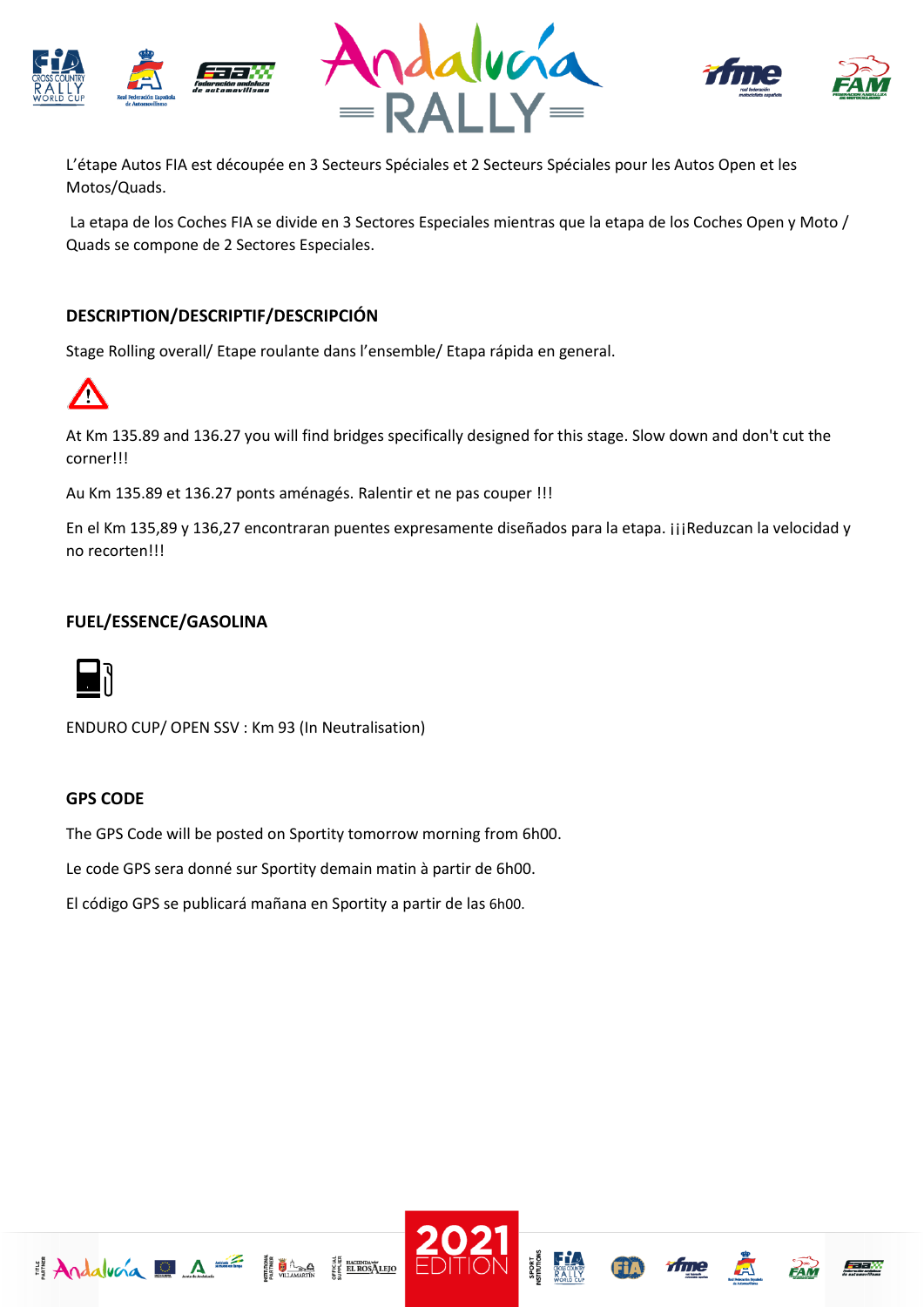L'étape Autos FIA est découpée en 3 Secteurs Spéciales et 2 Secteurs Spéciales pour les Autos Open et les Motos/Quads.

La etapa de los Coches FIA se divide en 3 Sectores Especiales mientras que la etapa de los Coches Open y Moto / Quads se compone de 2 Sectores Especiales.

### DESCRIPTION/DESCRIPTIF/DESCRIPCIÓN

Stage Rolling overall/ Etape roulante dans l'ensemble/ Etapa rápida en general.

At Km 135.89 and 136.27 you will find bridges specifically designed for this stage. Slow down and don't cut the corner!!!

Au Km 135.89 et 136.27 ponts aménagés. Ralentir et ne pas couper !!!

En el Km 135,89 y 136,27 encontraran puentes expresamente diseñados para la etapa. ¡¡¡Reduzcan la velocidad y no recorten!!!

### FUEL/ESSENCE/GASOLINA

ENDURO CUP/ OPEN SSV : Km 93 (In Neutralisation)

### GPS CODE

The GPS Code will be posted on Sportity tomorrow morning from 6h00.

Le code GPS sera donné sur Sportity demain matin à partir de 6h00.

El código GPS se publicará mañana en Sportity a partir de las 6h00.